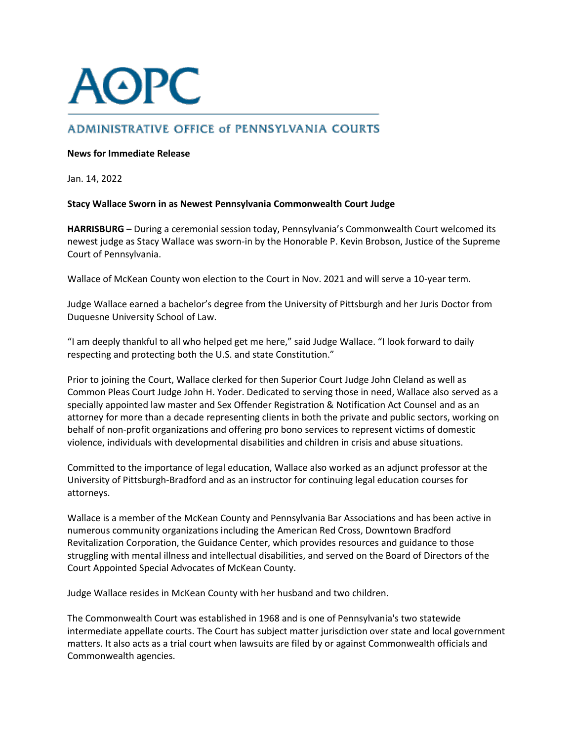# AOPC

## ADMINISTRATIVE OFFICE of PENNSYLVANIA COURTS

**News for Immediate Release**

Jan. 14, 2022

**Stacy Wallace Sworn in as Newest Pennsylvania Commonwealth Court Judge**

**HARRISBURG** – During a ceremonial session today, Pennsylvania's Commonwealth Court welcomed its newest judge as Stacy Wallace was sworn-in by the Honorable P. Kevin Brobson, Justice of the Supreme Court of Pennsylvania.

Wallace of McKean County won election to the Court in Nov. 2021 and will serve a 10-year term.

Judge Wallace earned a bachelor's degree from the University of Pittsburgh and her Juris Doctor from Duquesne University School of Law.

"I am deeply thankful to all who helped get me here," said Judge Wallace. "I look forward to daily respecting and protecting both the U.S. and state Constitution."

Prior to joining the Court, Wallace clerked for then Superior Court Judge John Cleland as well as Common Pleas Court Judge John H. Yoder. Dedicated to serving those in need, Wallace also served as a specially appointed law master and Sex Offender Registration & Notification Act Counsel and as an attorney for more than a decade representing clients in both the private and public sectors, working on behalf of non-profit organizations and offering pro bono services to represent victims of domestic violence, individuals with developmental disabilities and children in crisis and abuse situations.

Committed to the importance of legal education, Wallace also worked as an adjunct professor at the University of Pittsburgh-Bradford and as an instructor for continuing legal education courses for attorneys.

Wallace is a member of the McKean County and Pennsylvania Bar Associations and has been active in numerous community organizations including the American Red Cross, Downtown Bradford Revitalization Corporation, the Guidance Center, which provides resources and guidance to those struggling with mental illness and intellectual disabilities, and served on the Board of Directors of the Court Appointed Special Advocates of McKean County.

Judge Wallace resides in McKean County with her husband and two children.

The Commonwealth Court was established in 1968 and is one of Pennsylvania's two statewide intermediate appellate courts. The Court has subject matter jurisdiction over state and local government matters. It also acts as a trial court when lawsuits are filed by or against Commonwealth officials and Commonwealth agencies.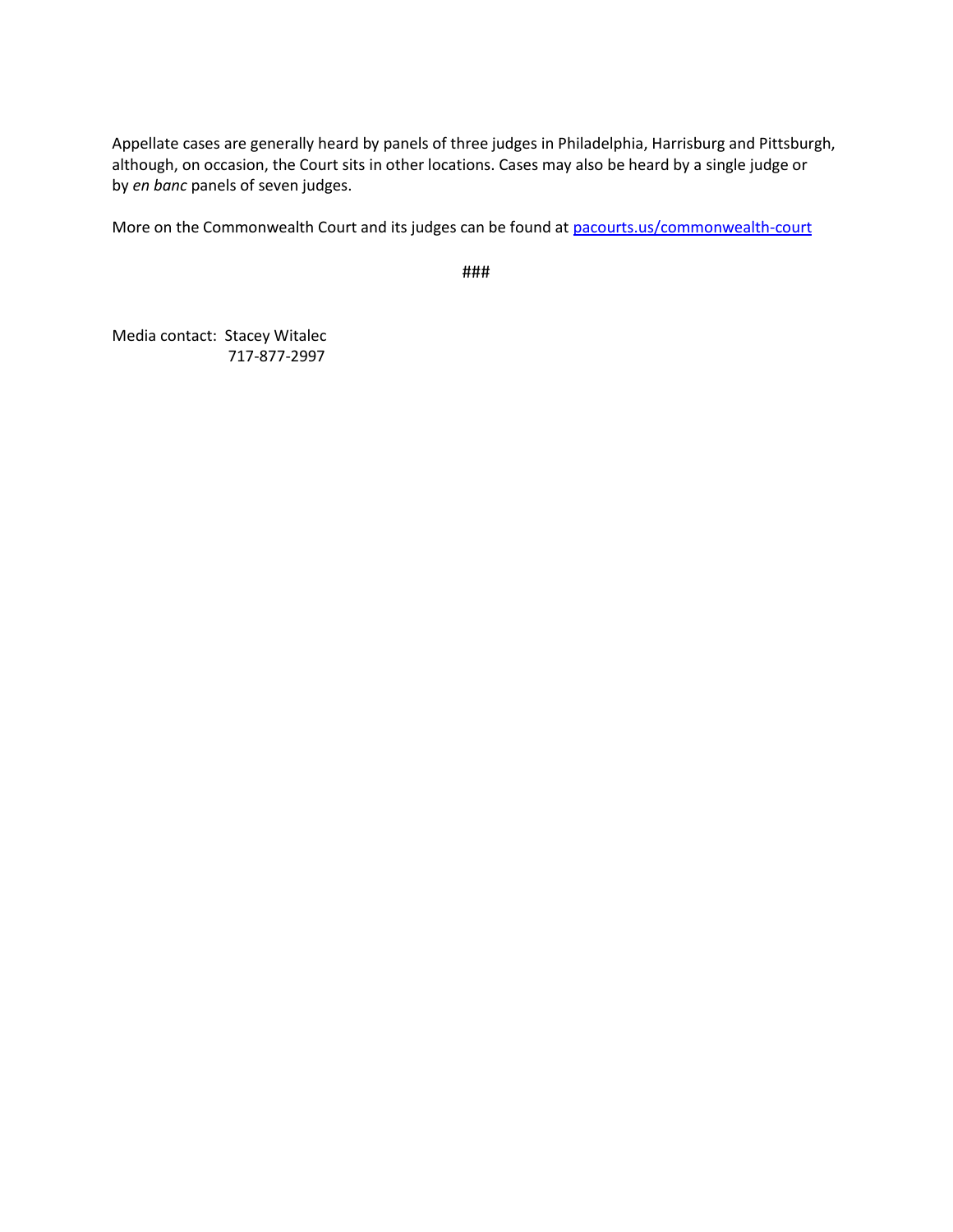Appellate cases are generally heard by panels of three judges in Philadelphia, Harrisburg and Pittsburgh, although, on occasion, the Court sits in other locations. Cases may also be heard by a single judge or by *en banc* panels of seven judges.

More on the Commonwealth Court and its judges can be found at [pacourts.us/commonwealth-court](pacourts.us/commonwealth-court)

###

Media contact: Stacey Witalec
717-877-2997